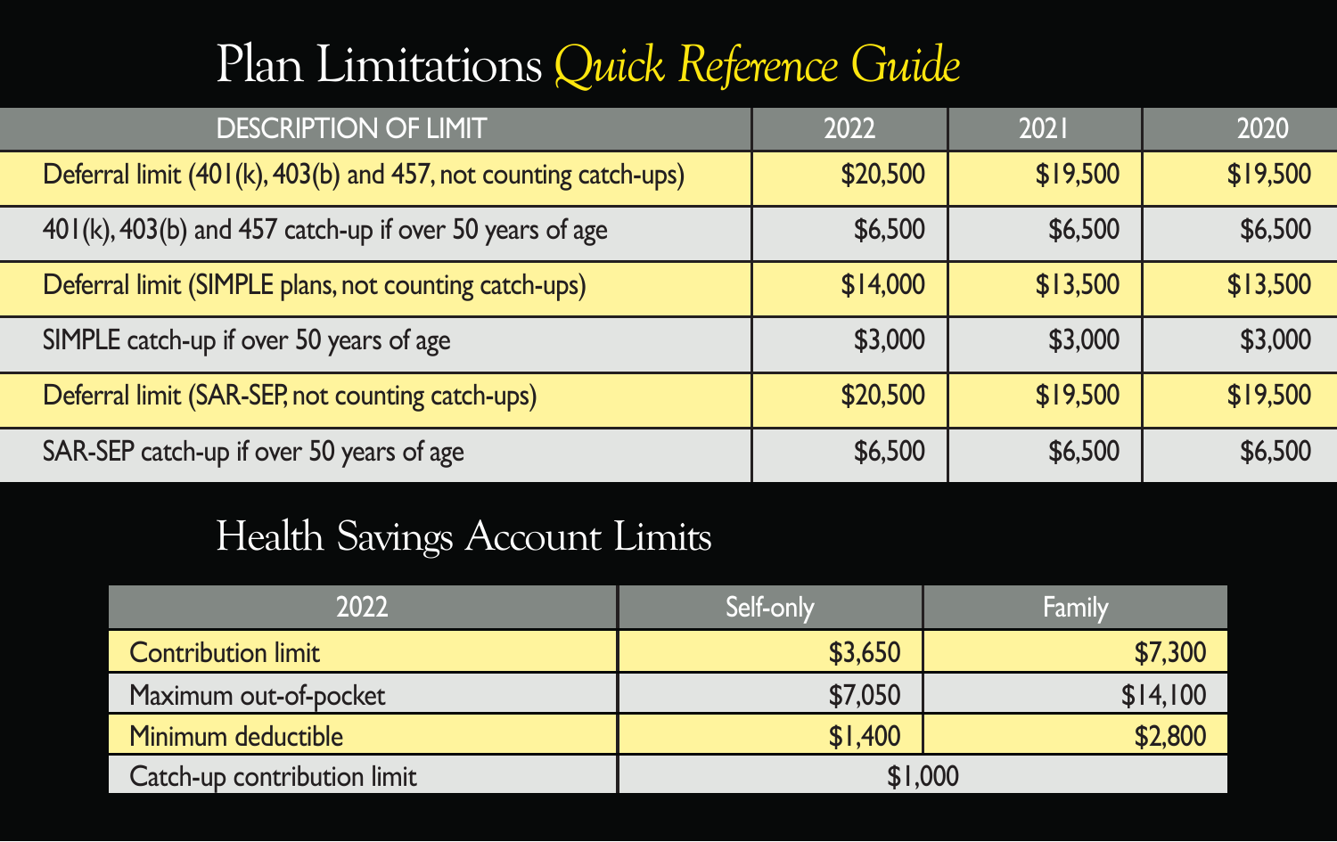# Plan Limitations *Quick Reference Guide*

| DESCRIPTION OF LIMIT | 2022 | 2021 | 2020 |
|---|---|---|---|
| Deferral limit (401(k), 403(b) and 457, not counting catch-ups) | $20,500 | $19,500 | $19,500 |
| 401(k), 403(b) and 457 catch-up if over 50 years of age | $6,500 | $6,500 | $6,500 |
| Deferral limit (SIMPLE plans, not counting catch-ups) | $14,000 | $13,500 | $13,500 |
| SIMPLE catch-up if over 50 years of age | $3,000 | $3,000 | $3,000 |
| Deferral limit (SAR-SEP, not counting catch-ups) | $20,500 | $19,500 | $19,500 |
| SAR-SEP catch-up if over 50 years of age | $6,500 | $6,500 | $6,500 |

## Health Savings Account Limits

| 2022 | Self-only | Family |
|---|---|---|
| Contribution limit | $3,650 | $7,300 |
| Maximum out-of-pocket | $7,050 | $14,100 |
| Minimum deductible | $1,400 | $2,800 |
| Catch-up contribution limit | $1,000 | |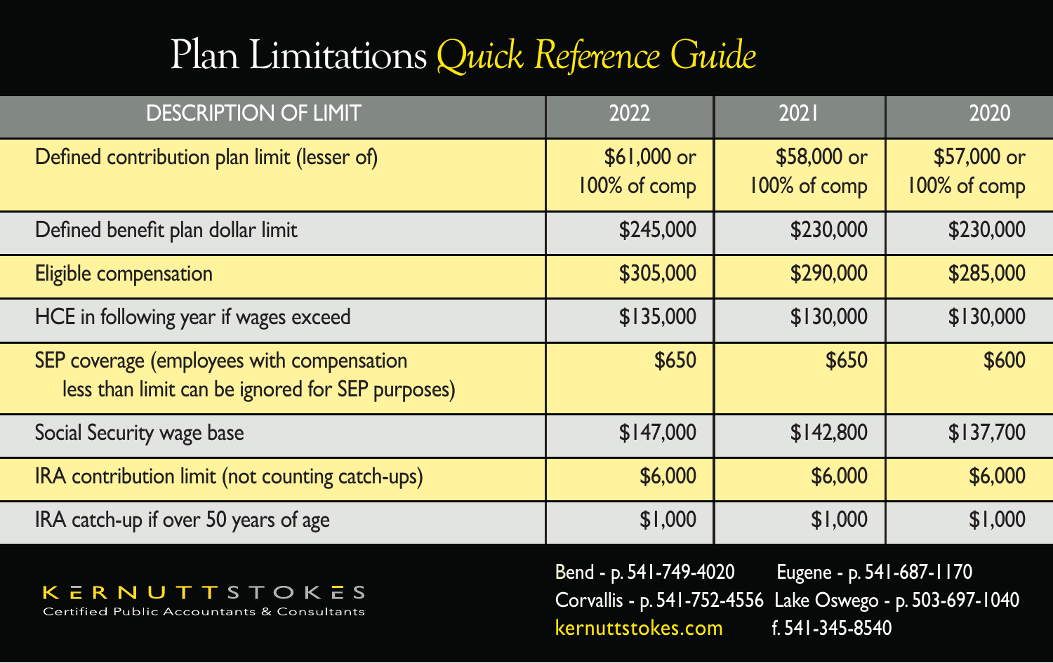# Plan Limitations *Quick Reference Guide*

| DESCRIPTION OF LIMIT | 2022 | 2021 | 2020 |
|---|---|---|---|
| Defined contribution plan limit (lesser of) | $61,000 or 100% of comp | $58,000 or 100% of comp | $57,000 or 100% of comp |
| Defined benefit plan dollar limit | $245,000 | $230,000 | $230,000 |
| Eligible compensation | $305,000 | $290,000 | $285,000 |
| HCE in following year if wages exceed | $135,000 | $130,000 | $130,000 |
| SEP coverage (employees with compensation less than limit can be ignored for SEP purposes) | $650 | $650 | $600 |
| Social Security wage base | $147,000 | $142,800 | $137,700 |
| IRA contribution limit (not counting catch-ups) | $6,000 | $6,000 | $6,000 |
| IRA catch-up if over 50 years of age | $1,000 | $1,000 | $1,000 |

KERNUTTSTOKES
Certified Public Accountants & Consultants

Bend - p. 541-749-4020
Eugene - p. 541-687-1170
Corvallis - p. 541-752-4556
Lake Oswego - p. 503-697-1040
kernuttstokes.com
f. 541-345-8540